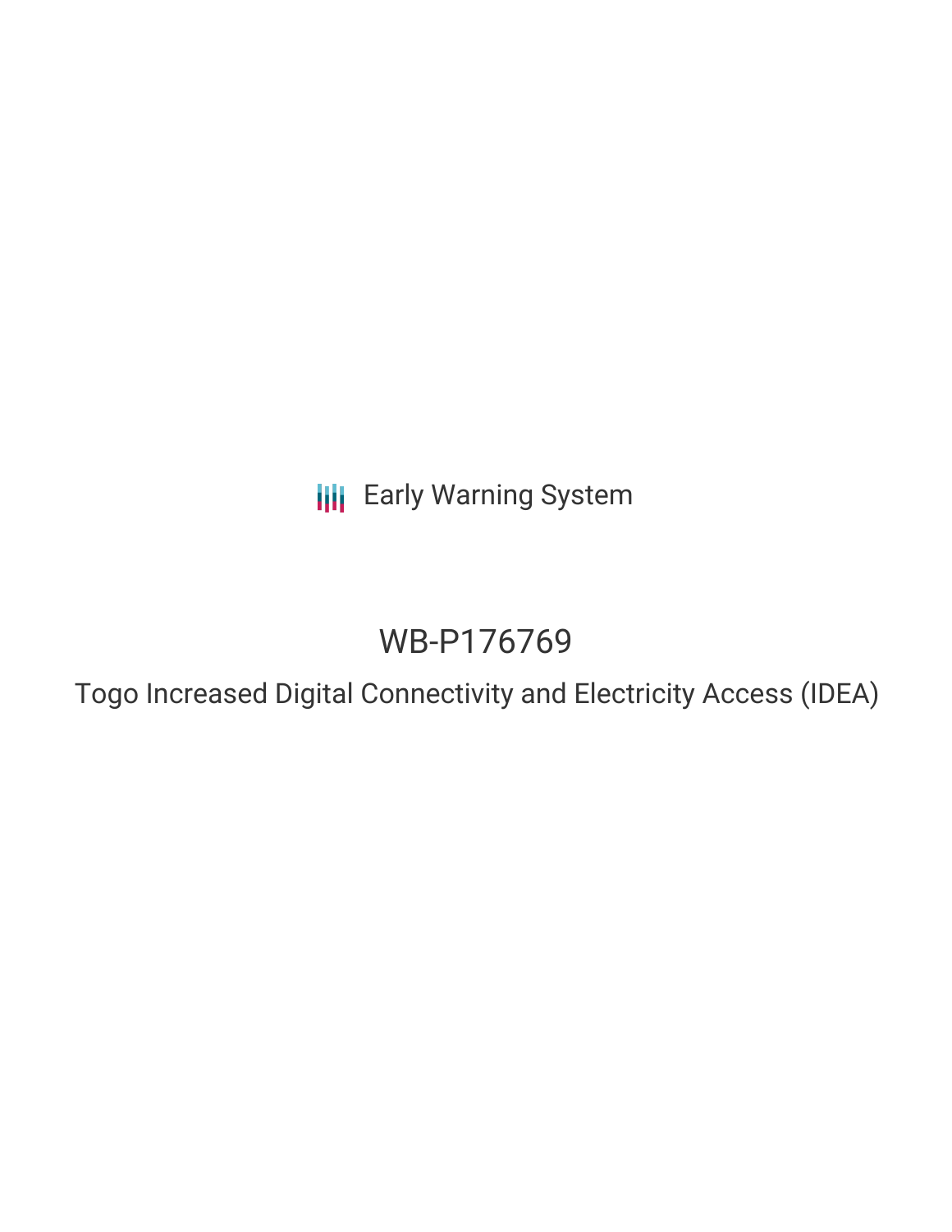Early Warning System

# WB-P176769

## Togo Increased Digital Connectivity and Electricity Access (IDEA)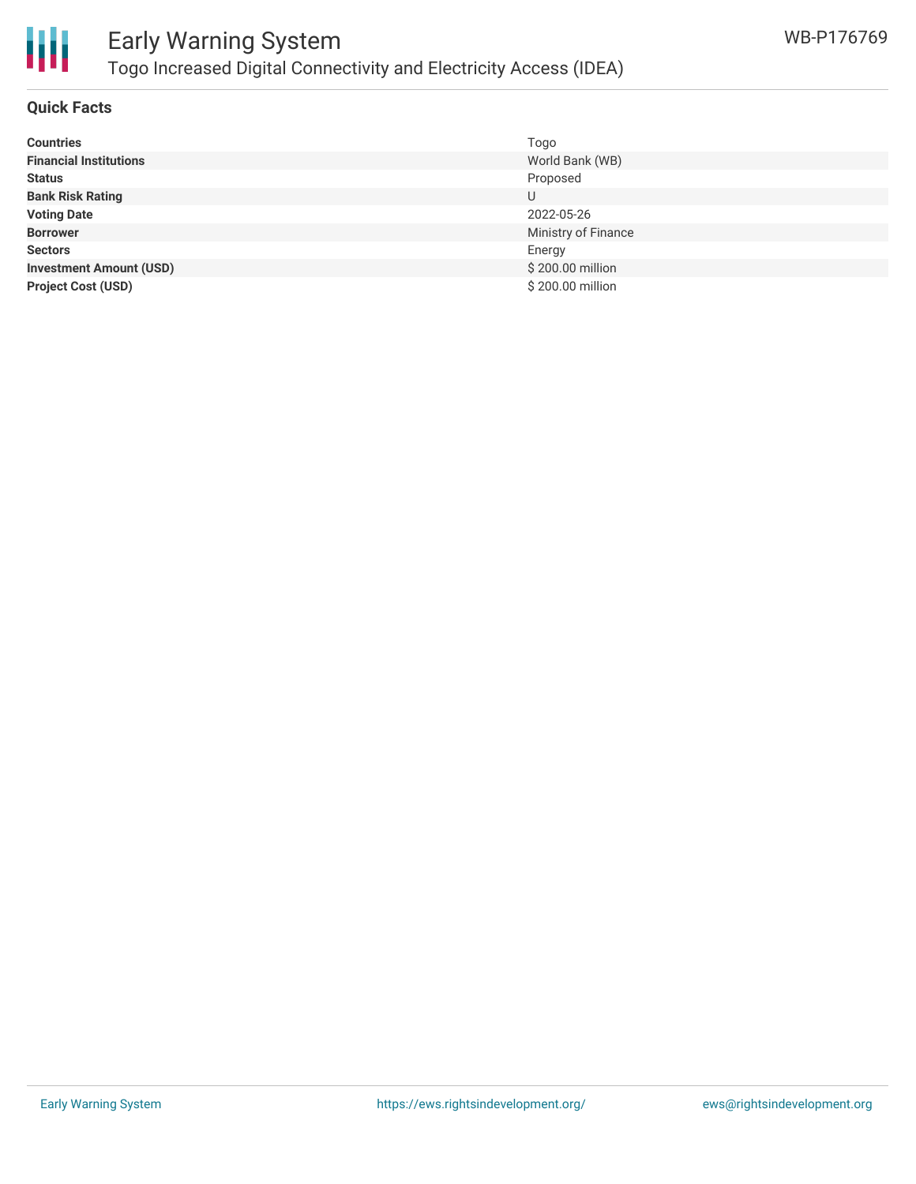# Early Warning System

## Togo Increased Digital Connectivity and Electricity Access (IDEA)

WB-P176769

### Quick Facts

| | |
|---|---|
| **Countries** | Togo |
| **Financial Institutions** | World Bank (WB) |
| **Status** | Proposed |
| **Bank Risk Rating** | U |
| **Voting Date** | 2022-05-26 |
| **Borrower** | Ministry of Finance |
| **Sectors** | Energy |
| **Investment Amount (USD)** | $ 200.00 million |
| **Project Cost (USD)** | $ 200.00 million |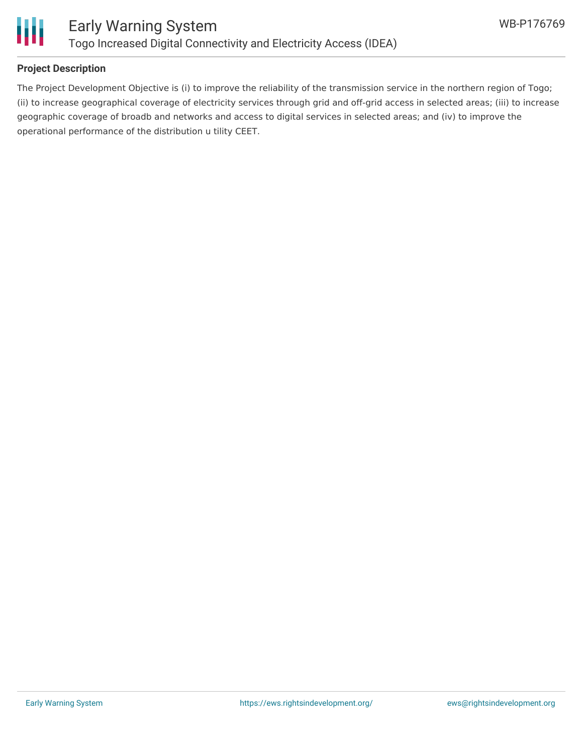## Project Description

The Project Development Objective is (i) to improve the reliability of the transmission service in the northern region of Togo; (ii) to increase geographical coverage of electricity services through grid and off-grid access in selected areas; (iii) to increase geographic coverage of broadb and networks and access to digital services in selected areas; and (iv) to improve the operational performance of the distribution u tility CEET.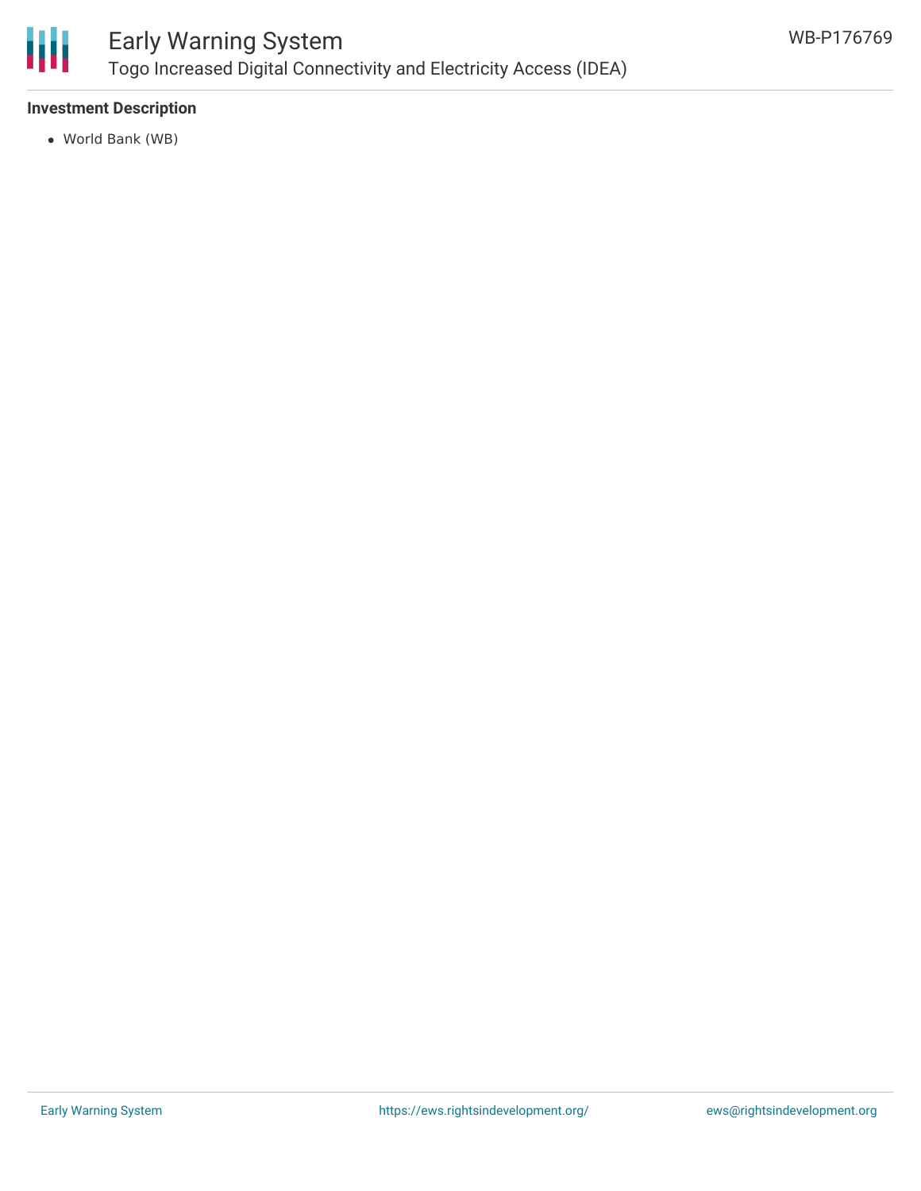### Investment Description

- World Bank (WB)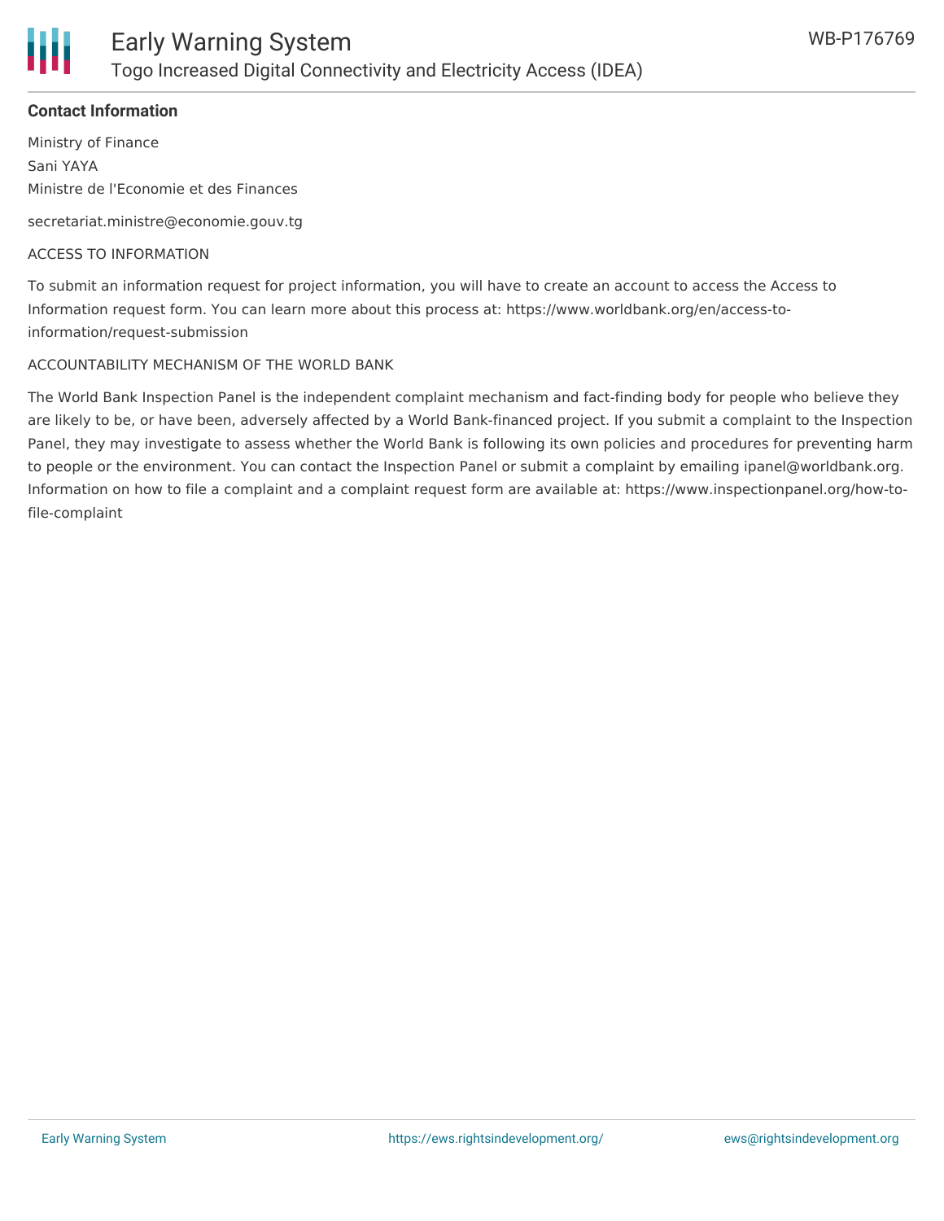**Contact Information**

Ministry of Finance

Sani YAYA

Ministre de l'Economie et des Finances

secretariat.ministre@economie.gouv.tg

ACCESS TO INFORMATION

To submit an information request for project information, you will have to create an account to access the Access to Information request form. You can learn more about this process at: https://www.worldbank.org/en/access-to-information/request-submission

ACCOUNTABILITY MECHANISM OF THE WORLD BANK

The World Bank Inspection Panel is the independent complaint mechanism and fact-finding body for people who believe they are likely to be, or have been, adversely affected by a World Bank-financed project. If you submit a complaint to the Inspection Panel, they may investigate to assess whether the World Bank is following its own policies and procedures for preventing harm to people or the environment. You can contact the Inspection Panel or submit a complaint by emailing ipanel@worldbank.org. Information on how to file a complaint and a complaint request form are available at: https://www.inspectionpanel.org/how-to-file-complaint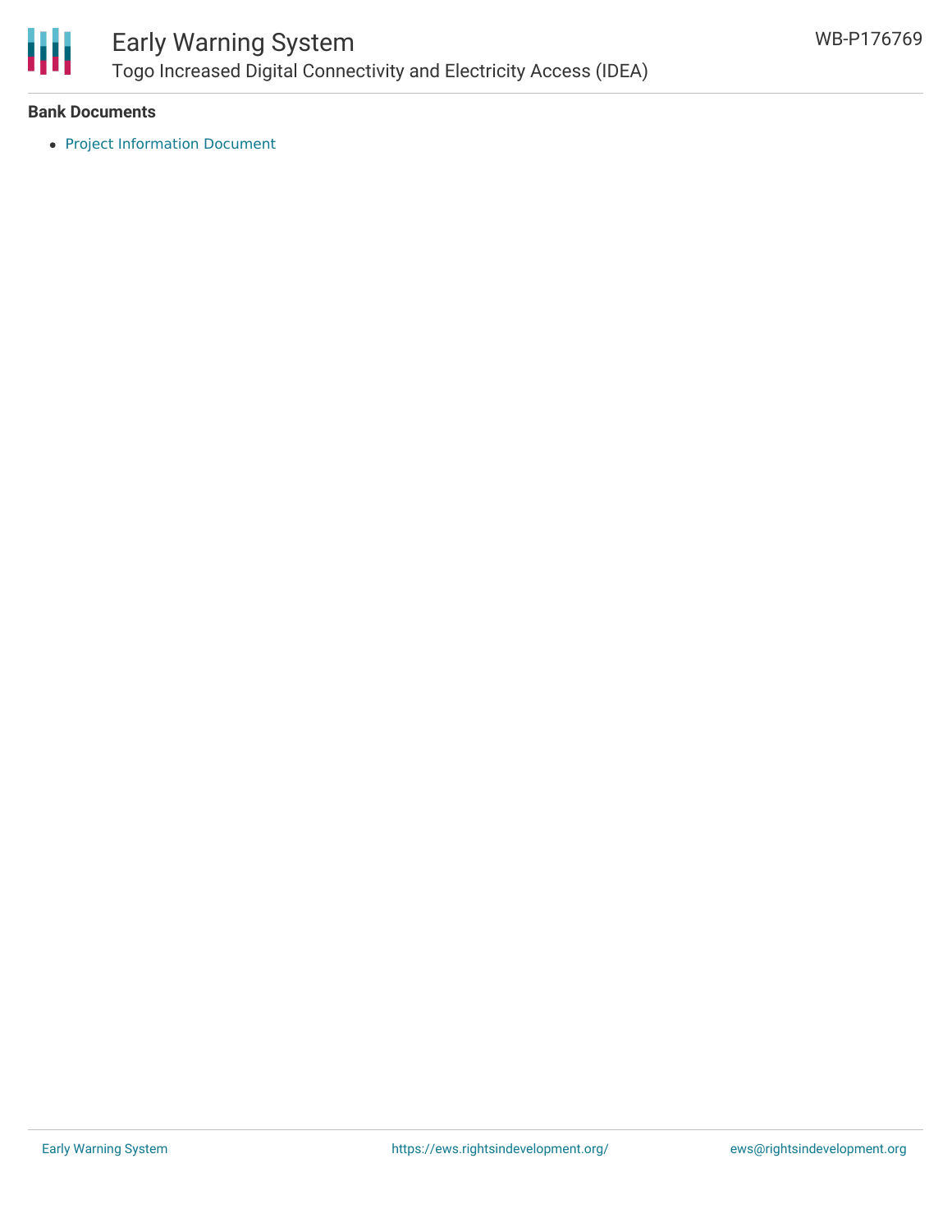**Bank Documents**

- Project Information Document